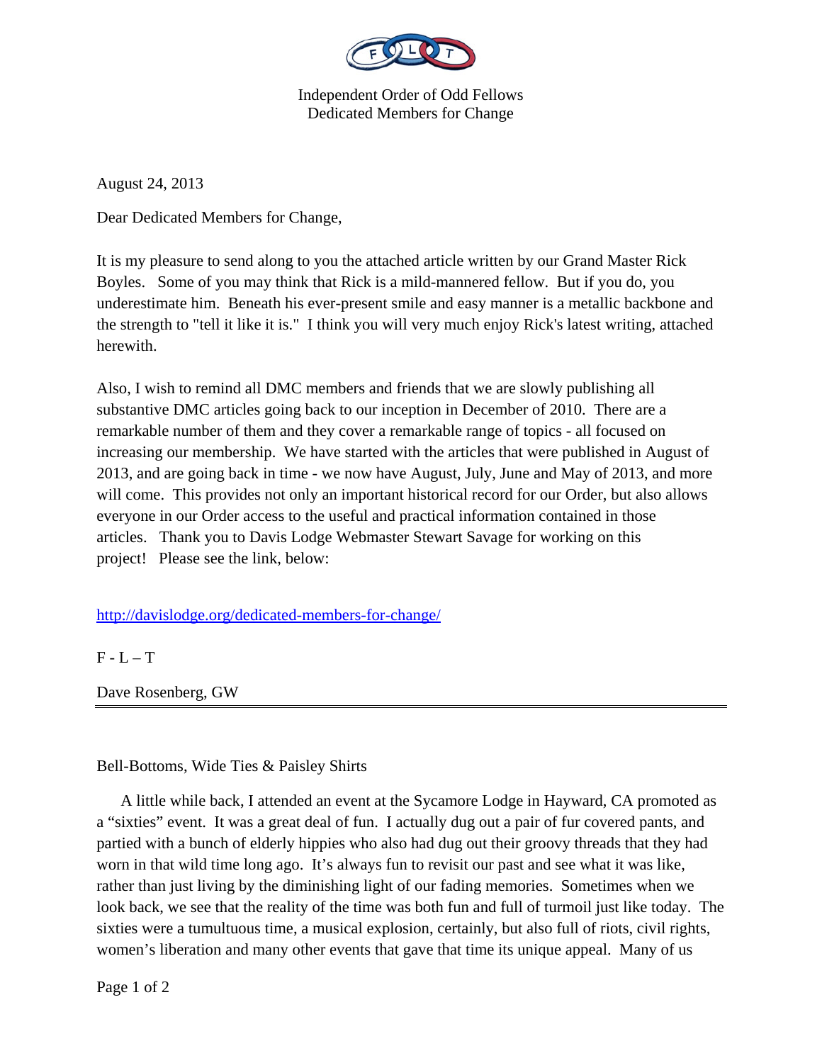Independent Order of Odd Fellows
Dedicated Members for Change

August 24, 2013

Dear Dedicated Members for Change,

It is my pleasure to send along to you the attached article written by our Grand Master Rick Boyles. Some of you may think that Rick is a mild-mannered fellow. But if you do, you underestimate him. Beneath his ever-present smile and easy manner is a metallic backbone and the strength to "tell it like it is." I think you will very much enjoy Rick's latest writing, attached herewith.

Also, I wish to remind all DMC members and friends that we are slowly publishing all substantive DMC articles going back to our inception in December of 2010. There are a remarkable number of them and they cover a remarkable range of topics - all focused on increasing our membership. We have started with the articles that were published in August of 2013, and are going back in time - we now have August, July, June and May of 2013, and more will come. This provides not only an important historical record for our Order, but also allows everyone in our Order access to the useful and practical information contained in those articles. Thank you to Davis Lodge Webmaster Stewart Savage for working on this project! Please see the link, below:

http://davislodge.org/dedicated-members-for-change/

F - L – T

Dave Rosenberg, GW

---

Bell-Bottoms, Wide Ties & Paisley Shirts

A little while back, I attended an event at the Sycamore Lodge in Hayward, CA promoted as a “sixties” event. It was a great deal of fun. I actually dug out a pair of fur covered pants, and partied with a bunch of elderly hippies who also had dug out their groovy threads that they had worn in that wild time long ago. It’s always fun to revisit our past and see what it was like, rather than just living by the diminishing light of our fading memories. Sometimes when we look back, we see that the reality of the time was both fun and full of turmoil just like today. The sixties were a tumultuous time, a musical explosion, certainly, but also full of riots, civil rights, women’s liberation and many other events that gave that time its unique appeal. Many of us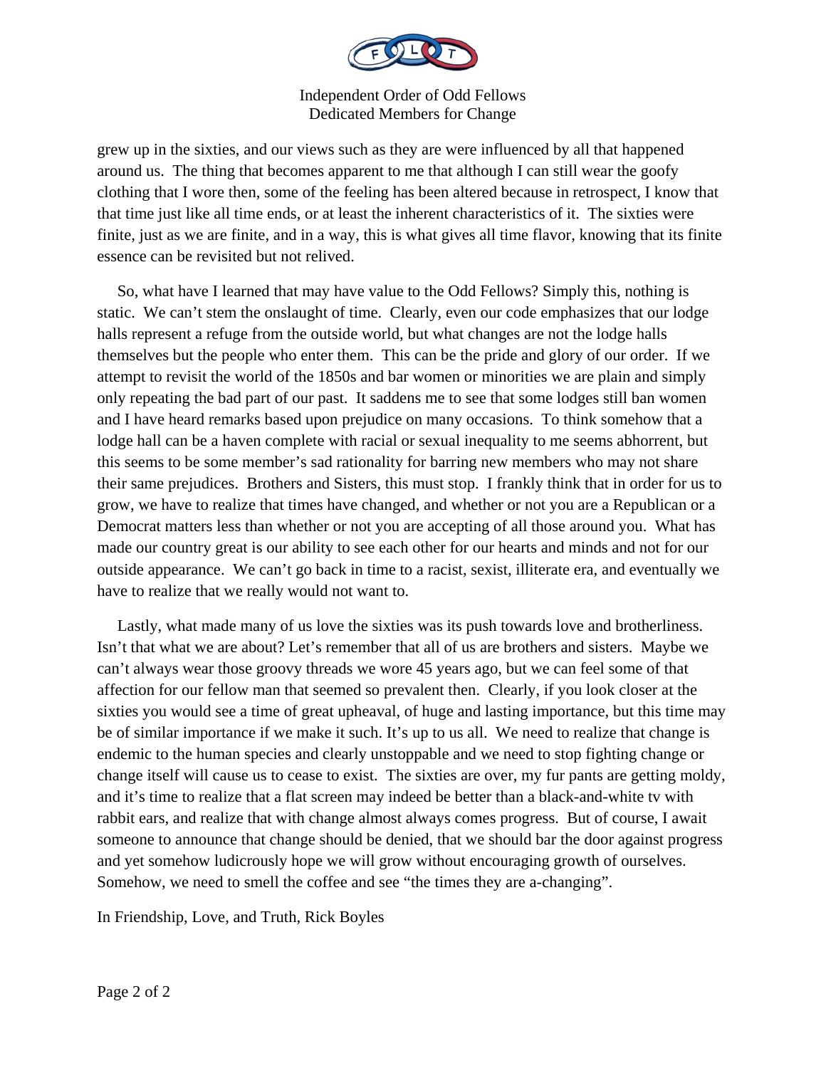grew up in the sixties, and our views such as they are were influenced by all that happened around us. The thing that becomes apparent to me that although I can still wear the goofy clothing that I wore then, some of the feeling has been altered because in retrospect, I know that that time just like all time ends, or at least the inherent characteristics of it. The sixties were finite, just as we are finite, and in a way, this is what gives all time flavor, knowing that its finite essence can be revisited but not relived.

So, what have I learned that may have value to the Odd Fellows? Simply this, nothing is static. We can't stem the onslaught of time. Clearly, even our code emphasizes that our lodge halls represent a refuge from the outside world, but what changes are not the lodge halls themselves but the people who enter them. This can be the pride and glory of our order. If we attempt to revisit the world of the 1850s and bar women or minorities we are plain and simply only repeating the bad part of our past. It saddens me to see that some lodges still ban women and I have heard remarks based upon prejudice on many occasions. To think somehow that a lodge hall can be a haven complete with racial or sexual inequality to me seems abhorrent, but this seems to be some member's sad rationality for barring new members who may not share their same prejudices. Brothers and Sisters, this must stop. I frankly think that in order for us to grow, we have to realize that times have changed, and whether or not you are a Republican or a Democrat matters less than whether or not you are accepting of all those around you. What has made our country great is our ability to see each other for our hearts and minds and not for our outside appearance. We can't go back in time to a racist, sexist, illiterate era, and eventually we have to realize that we really would not want to.

Lastly, what made many of us love the sixties was its push towards love and brotherliness. Isn't that what we are about? Let's remember that all of us are brothers and sisters. Maybe we can't always wear those groovy threads we wore 45 years ago, but we can feel some of that affection for our fellow man that seemed so prevalent then. Clearly, if you look closer at the sixties you would see a time of great upheaval, of huge and lasting importance, but this time may be of similar importance if we make it such. It's up to us all. We need to realize that change is endemic to the human species and clearly unstoppable and we need to stop fighting change or change itself will cause us to cease to exist. The sixties are over, my fur pants are getting moldy, and it's time to realize that a flat screen may indeed be better than a black-and-white tv with rabbit ears, and realize that with change almost always comes progress. But of course, I await someone to announce that change should be denied, that we should bar the door against progress and yet somehow ludicrously hope we will grow without encouraging growth of ourselves. Somehow, we need to smell the coffee and see "the times they are a-changing".

In Friendship, Love, and Truth, Rick Boyles